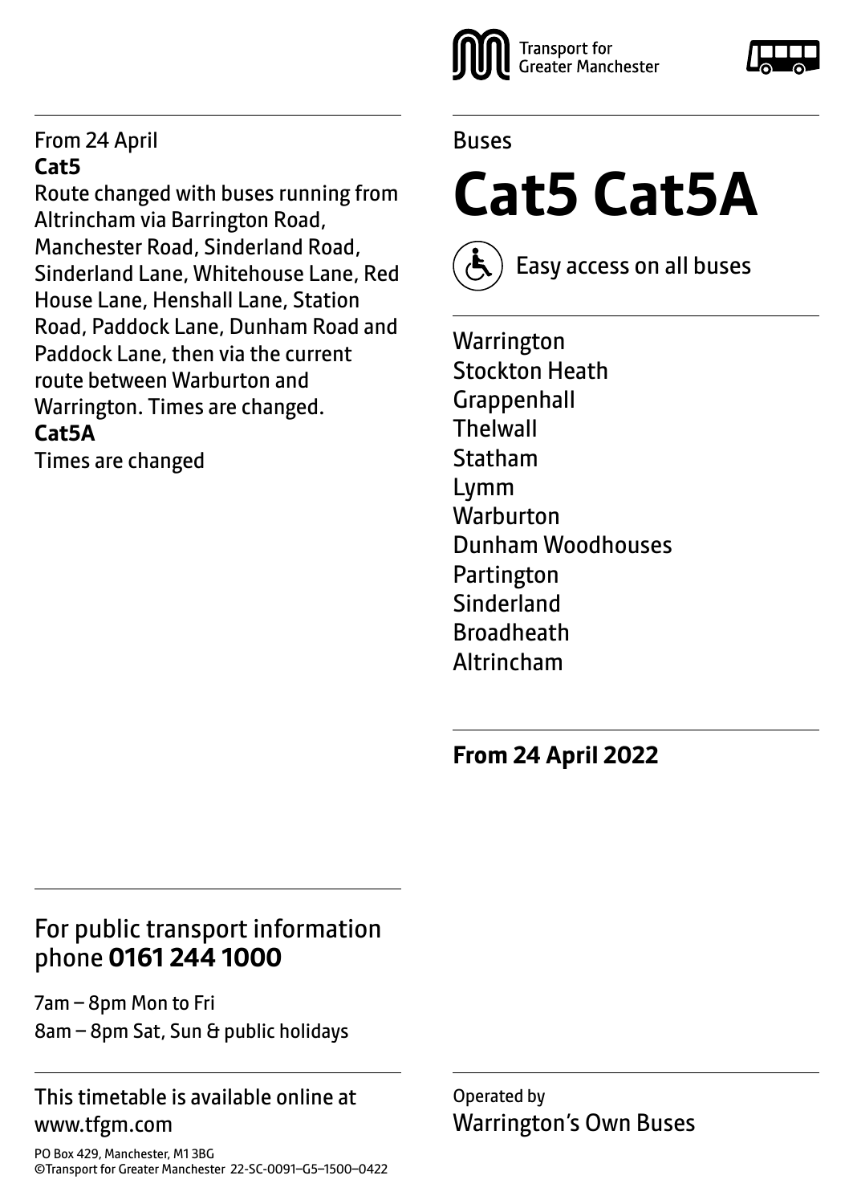Transport for Greater Manchester

From 24 April

**Cat5**

Route changed with buses running from Altrincham via Barrington Road, Manchester Road, Sinderland Road, Sinderland Lane, Whitehouse Lane, Red House Lane, Henshall Lane, Station Road, Paddock Lane, Dunham Road and Paddock Lane, then via the current route between Warburton and Warrington. Times are changed.

**Cat5A**

Times are changed

Buses

# Cat5 Cat5A

Easy access on all buses

Warrington
Stockton Heath
Grappenhall
Thelwall
Statham
Lymm
Warburton
Dunham Woodhouses
Partington
Sinderland
Broadheath
Altrincham

**From 24 April 2022**

For public transport information phone **0161 244 1000**

7am – 8pm Mon to Fri
8am – 8pm Sat, Sun & public holidays

This timetable is available online at www.tfgm.com

PO Box 429, Manchester, M1 3BG
©Transport for Greater Manchester 22-SC-0091–G5–1500–0422

Operated by
Warrington's Own Buses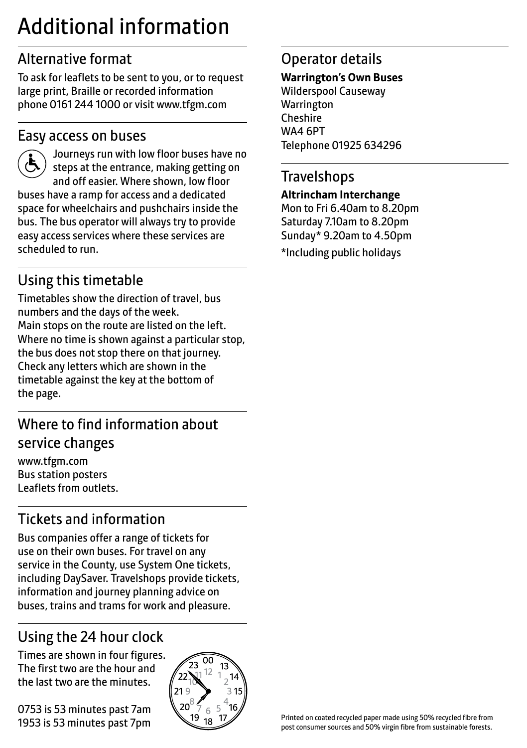# Additional information

## Alternative format

To ask for leaflets to be sent to you, or to request large print, Braille or recorded information phone 0161 244 1000 or visit www.tfgm.com

## Easy access on buses

Journeys run with low floor buses have no steps at the entrance, making getting on and off easier. Where shown, low floor buses have a ramp for access and a dedicated space for wheelchairs and pushchairs inside the bus. The bus operator will always try to provide easy access services where these services are scheduled to run.

## Using this timetable

Timetables show the direction of travel, bus numbers and the days of the week.
Main stops on the route are listed on the left. Where no time is shown against a particular stop, the bus does not stop there on that journey. Check any letters which are shown in the timetable against the key at the bottom of the page.

## Where to find information about service changes

www.tfgm.com
Bus station posters
Leaflets from outlets.

## Tickets and information

Bus companies offer a range of tickets for use on their own buses. For travel on any service in the County, use System One tickets, including DaySaver. Travelshops provide tickets, information and journey planning advice on buses, trains and trams for work and pleasure.

## Using the 24 hour clock

Times are shown in four figures. The first two are the hour and the last two are the minutes.

0753 is 53 minutes past 7am
1953 is 53 minutes past 7pm

## Operator details

**Warrington's Own Buses**
Wilderspool Causeway
Warrington
Cheshire
WA4 6PT
Telephone 01925 634296

## Travelshops

**Altrincham Interchange**
Mon to Fri 6.40am to 8.20pm
Saturday 7.10am to 8.20pm
Sunday* 9.20am to 4.50pm

*Including public holidays

Printed on coated recycled paper made using 50% recycled fibre from post consumer sources and 50% virgin fibre from sustainable forests.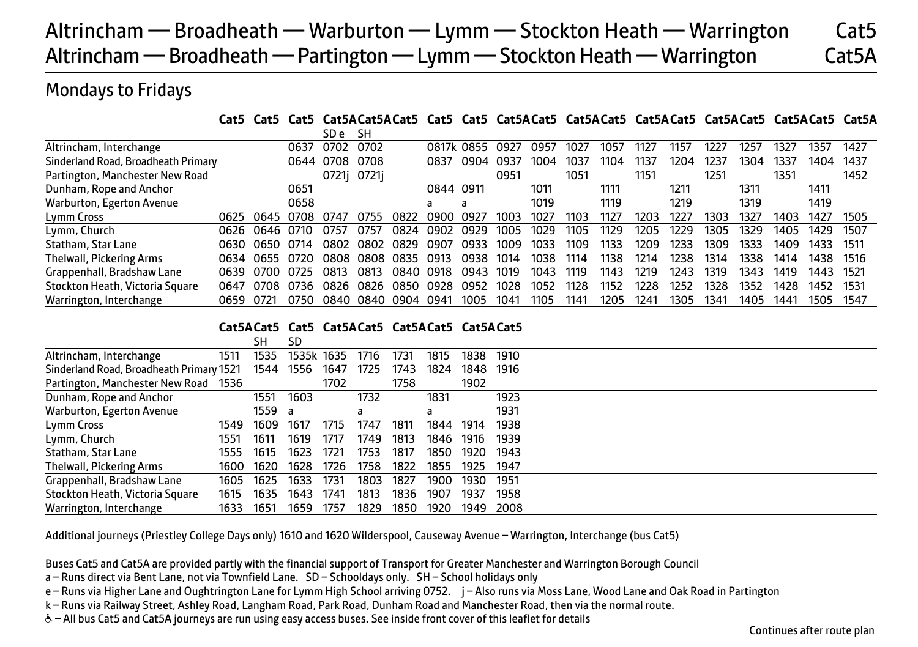# Altrincham — Broadheath — Warburton — Lymm — Stockton Heath — Warrington Cat5
# Altrincham — Broadheath — Partington — Lymm — Stockton Heath — Warrington Cat5A

## Mondays to Fridays

| | Cat5 | Cat5 | Cat5 | Cat5A | Cat5A | Cat5 | Cat5 | Cat5 | Cat5A | Cat5 | Cat5A | Cat5 | Cat5A | Cat5 | Cat5A | Cat5 | Cat5A | Cat5 | Cat5A |
|---|---|---|---|---|---|---|---|---|---|---|---|---|---|---|---|---|---|---|---|
| | | | | SD e | SH | | | | | | | | | | | | | | |
| Altrincham, Interchange | | | 0637 | 0702 | 0702 | | 0817k | 0855 | 0927 | 0957 | 1027 | 1057 | 1127 | 1157 | 1227 | 1257 | 1327 | 1357 | 1427 |
| Sinderland Road, Broadheath Primary | | | 0644 | 0708 | 0708 | | 0837 | 0904 | 0937 | 1004 | 1037 | 1104 | 1137 | 1204 | 1237 | 1304 | 1337 | 1404 | 1437 |
| Partington, Manchester New Road | | | | 0721j | 0721j | | | | 0951 | | 1051 | | 1151 | | 1251 | | 1351 | | 1452 |
| Dunham, Rope and Anchor | | | 0651 | | | | 0844 | 0911 | | 1011 | | 1111 | | 1211 | | 1311 | | 1411 | |
| Warburton, Egerton Avenue | | | 0658 | | | | a | a | | 1019 | | 1119 | | 1219 | | 1319 | | 1419 | |
| Lymm Cross | 0625 | 0645 | 0708 | 0747 | 0755 | 0822 | 0900 | 0927 | 1003 | 1027 | 1103 | 1127 | 1203 | 1227 | 1303 | 1327 | 1403 | 1427 | 1505 |
| Lymm, Church | 0626 | 0646 | 0710 | 0757 | 0757 | 0824 | 0902 | 0929 | 1005 | 1029 | 1105 | 1129 | 1205 | 1229 | 1305 | 1329 | 1405 | 1429 | 1507 |
| Statham, Star Lane | 0630 | 0650 | 0714 | 0802 | 0802 | 0829 | 0907 | 0933 | 1009 | 1033 | 1109 | 1133 | 1209 | 1233 | 1309 | 1333 | 1409 | 1433 | 1511 |
| Thelwall, Pickering Arms | 0634 | 0655 | 0720 | 0808 | 0808 | 0835 | 0913 | 0938 | 1014 | 1038 | 1114 | 1138 | 1214 | 1238 | 1314 | 1338 | 1414 | 1438 | 1516 |
| Grappenhall, Bradshaw Lane | 0639 | 0700 | 0725 | 0813 | 0813 | 0840 | 0918 | 0943 | 1019 | 1043 | 1119 | 1143 | 1219 | 1243 | 1319 | 1343 | 1419 | 1443 | 1521 |
| Stockton Heath, Victoria Square | 0647 | 0708 | 0736 | 0826 | 0826 | 0850 | 0928 | 0952 | 1028 | 1052 | 1128 | 1152 | 1228 | 1252 | 1328 | 1352 | 1428 | 1452 | 1531 |
| Warrington, Interchange | 0659 | 0721 | 0750 | 0840 | 0840 | 0904 | 0941 | 1005 | 1041 | 1105 | 1141 | 1205 | 1241 | 1305 | 1341 | 1405 | 1441 | 1505 | 1547 |

| | Cat5A | Cat5 | Cat5 | Cat5A | Cat5 | Cat5A | Cat5 | Cat5A | Cat5 |
|---|---|---|---|---|---|---|---|---|---|
| | | SH | SD | | | | | | |
| Altrincham, Interchange | 1511 | 1535 | 1535k | 1635 | 1716 | 1731 | 1815 | 1838 | 1910 |
| Sinderland Road, Broadheath Primary | 1521 | 1544 | 1556 | 1647 | 1725 | 1743 | 1824 | 1848 | 1916 |
| Partington, Manchester New Road | 1536 | | | 1702 | | 1758 | | 1902 | |
| Dunham, Rope and Anchor | | 1551 | 1603 | | 1732 | | 1831 | | 1923 |
| Warburton, Egerton Avenue | | 1559 | a | | a | | a | | 1931 |
| Lymm Cross | 1549 | 1609 | 1617 | 1715 | 1747 | 1811 | 1844 | 1914 | 1938 |
| Lymm, Church | 1551 | 1611 | 1619 | 1717 | 1749 | 1813 | 1846 | 1916 | 1939 |
| Statham, Star Lane | 1555 | 1615 | 1623 | 1721 | 1753 | 1817 | 1850 | 1920 | 1943 |
| Thelwall, Pickering Arms | 1600 | 1620 | 1628 | 1726 | 1758 | 1822 | 1855 | 1925 | 1947 |
| Grappenhall, Bradshaw Lane | 1605 | 1625 | 1633 | 1731 | 1803 | 1827 | 1900 | 1930 | 1951 |
| Stockton Heath, Victoria Square | 1615 | 1635 | 1643 | 1741 | 1813 | 1836 | 1907 | 1937 | 1958 |
| Warrington, Interchange | 1633 | 1651 | 1659 | 1757 | 1829 | 1850 | 1920 | 1949 | 2008 |

Additional journeys (Priestley College Days only) 1610 and 1620 Wilderspool, Causeway Avenue – Warrington, Interchange (bus Cat5)

Buses Cat5 and Cat5A are provided partly with the financial support of Transport for Greater Manchester and Warrington Borough Council

a – Runs direct via Bent Lane, not via Townfield Lane. SD – Schooldays only. SH – School holidays only

e – Runs via Higher Lane and Oughtrington Lane for Lymm High School arriving 0752. j – Also runs via Moss Lane, Wood Lane and Oak Road in Partington

k – Runs via Railway Street, Ashley Road, Langham Road, Park Road, Dunham Road and Manchester Road, then via the normal route.

♿ – All bus Cat5 and Cat5A journeys are run using easy access buses. See inside front cover of this leaflet for details

Continues after route plan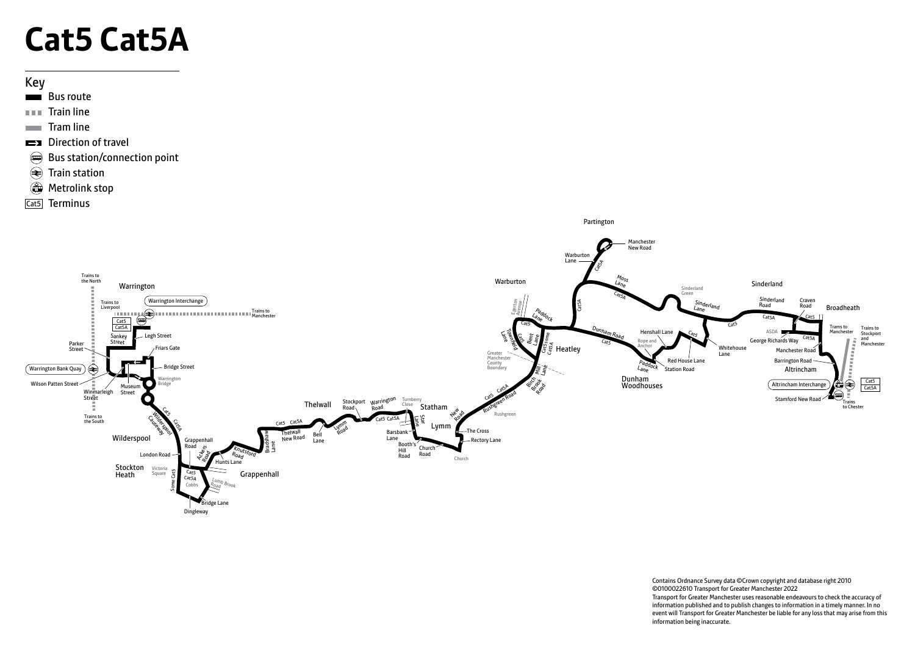# Cat5 Cat5A

## Key

- Bus route
- Train line
- Tram line
- Direction of travel
- Bus station/connection point
- Train station
- Metrolink stop
- Cat5 Terminus

Contains Ordnance Survey data ©Crown copyright and database right 2010 ©0100022610 Transport for Greater Manchester 2022
Transport for Greater Manchester uses reasonable endeavours to check the accuracy of information published and to publish changes to information in a timely manner. In no event will Transport for Greater Manchester be liable for any loss that may arise from this information being inaccurate.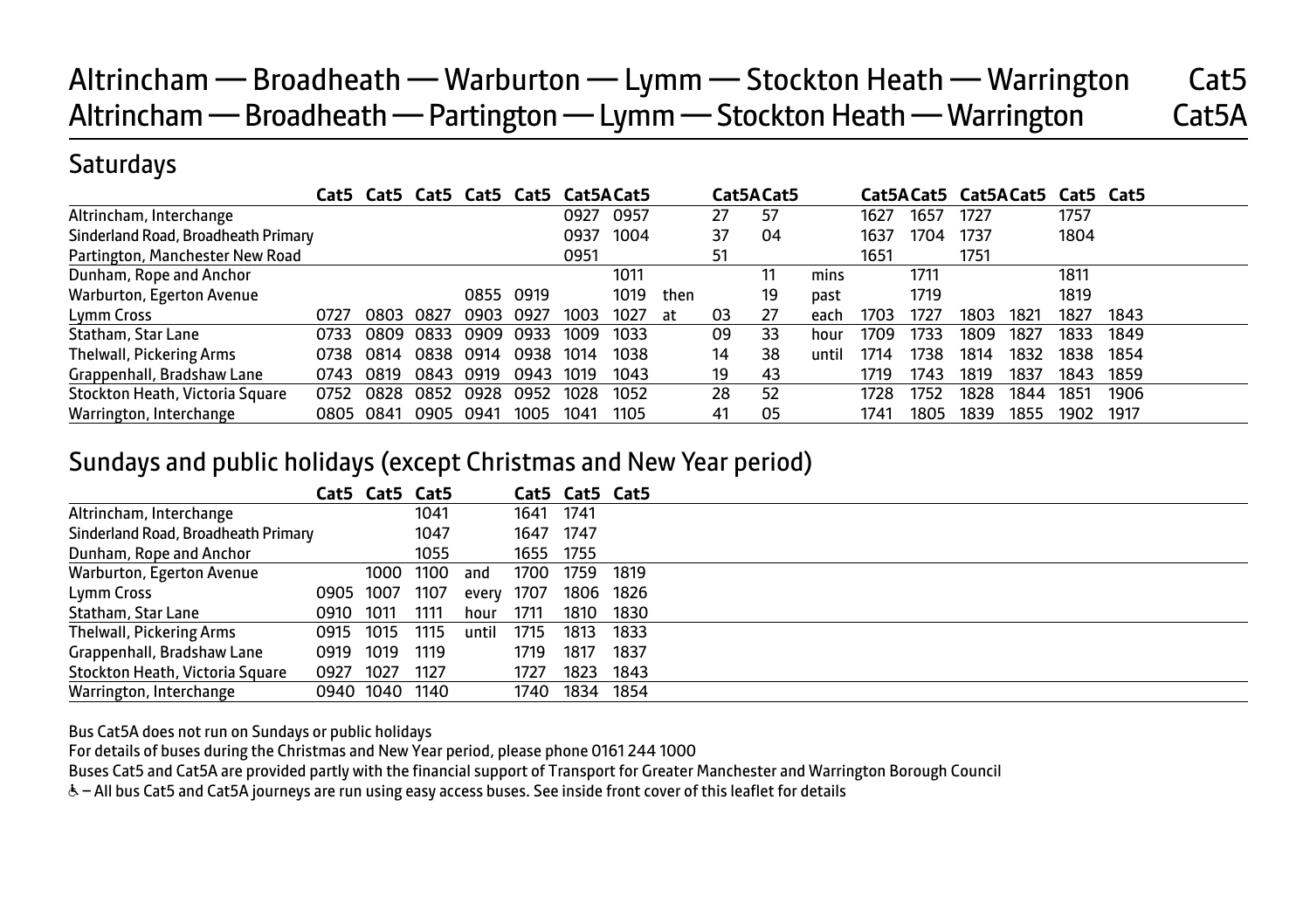# Altrincham — Broadheath — Warburton — Lymm — Stockton Heath — Warrington Cat5
# Altrincham — Broadheath — Partington — Lymm — Stockton Heath — Warrington Cat5A

## Saturdays

| | Cat5 | Cat5 | Cat5 | Cat5 | Cat5 | Cat5A | Cat5 | | Cat5A | Cat5 | | Cat5A | Cat5 | Cat5A | Cat5 | Cat5 | Cat5 |
|---|---|---|---|---|---|---|---|---|---|---|---|---|---|---|---|---|---|
| Altrincham, Interchange | | | | | | 0927 | 0957 | | 27 | 57 | | 1627 | 1657 | 1727 | | 1757 | |
| Sinderland Road, Broadheath Primary | | | | | | 0937 | 1004 | | 37 | 04 | | 1637 | 1704 | 1737 | | 1804 | |
| Partington, Manchester New Road | | | | | | 0951 | | | 51 | | | 1651 | | 1751 | | | |
| Dunham, Rope and Anchor | | | | | | | 1011 | | | 11 | mins | | 1711 | | | 1811 | |
| Warburton, Egerton Avenue | | | | 0855 | 0919 | | 1019 | then | | 19 | past | | 1719 | | | 1819 | |
| Lymm Cross | 0727 | 0803 | 0827 | 0903 | 0927 | 1003 | 1027 | at | 03 | 27 | each | 1703 | 1727 | 1803 | 1821 | 1827 | 1843 |
| Statham, Star Lane | 0733 | 0809 | 0833 | 0909 | 0933 | 1009 | 1033 | | 09 | 33 | hour | 1709 | 1733 | 1809 | 1827 | 1833 | 1849 |
| Thelwall, Pickering Arms | 0738 | 0814 | 0838 | 0914 | 0938 | 1014 | 1038 | | 14 | 38 | until | 1714 | 1738 | 1814 | 1832 | 1838 | 1854 |
| Grappenhall, Bradshaw Lane | 0743 | 0819 | 0843 | 0919 | 0943 | 1019 | 1043 | | 19 | 43 | | 1719 | 1743 | 1819 | 1837 | 1843 | 1859 |
| Stockton Heath, Victoria Square | 0752 | 0828 | 0852 | 0928 | 0952 | 1028 | 1052 | | 28 | 52 | | 1728 | 1752 | 1828 | 1844 | 1851 | 1906 |
| Warrington, Interchange | 0805 | 0841 | 0905 | 0941 | 1005 | 1041 | 1105 | | 41 | 05 | | 1741 | 1805 | 1839 | 1855 | 1902 | 1917 |

## Sundays and public holidays (except Christmas and New Year period)

| | Cat5 | Cat5 | Cat5 | | Cat5 | Cat5 | Cat5 |
|---|---|---|---|---|---|---|---|
| Altrincham, Interchange | | | 1041 | | 1641 | 1741 | |
| Sinderland Road, Broadheath Primary | | | 1047 | | 1647 | 1747 | |
| Dunham, Rope and Anchor | | | 1055 | | 1655 | 1755 | |
| Warburton, Egerton Avenue | | 1000 | 1100 | and | 1700 | 1759 | 1819 |
| Lymm Cross | 0905 | 1007 | 1107 | every | 1707 | 1806 | 1826 |
| Statham, Star Lane | 0910 | 1011 | 1111 | hour | 1711 | 1810 | 1830 |
| Thelwall, Pickering Arms | 0915 | 1015 | 1115 | until | 1715 | 1813 | 1833 |
| Grappenhall, Bradshaw Lane | 0919 | 1019 | 1119 | | 1719 | 1817 | 1837 |
| Stockton Heath, Victoria Square | 0927 | 1027 | 1127 | | 1727 | 1823 | 1843 |
| Warrington, Interchange | 0940 | 1040 | 1140 | | 1740 | 1834 | 1854 |

Bus Cat5A does not run on Sundays or public holidays

For details of buses during the Christmas and New Year period, please phone 0161 244 1000

Buses Cat5 and Cat5A are provided partly with the financial support of Transport for Greater Manchester and Warrington Borough Council

♿ – All bus Cat5 and Cat5A journeys are run using easy access buses. See inside front cover of this leaflet for details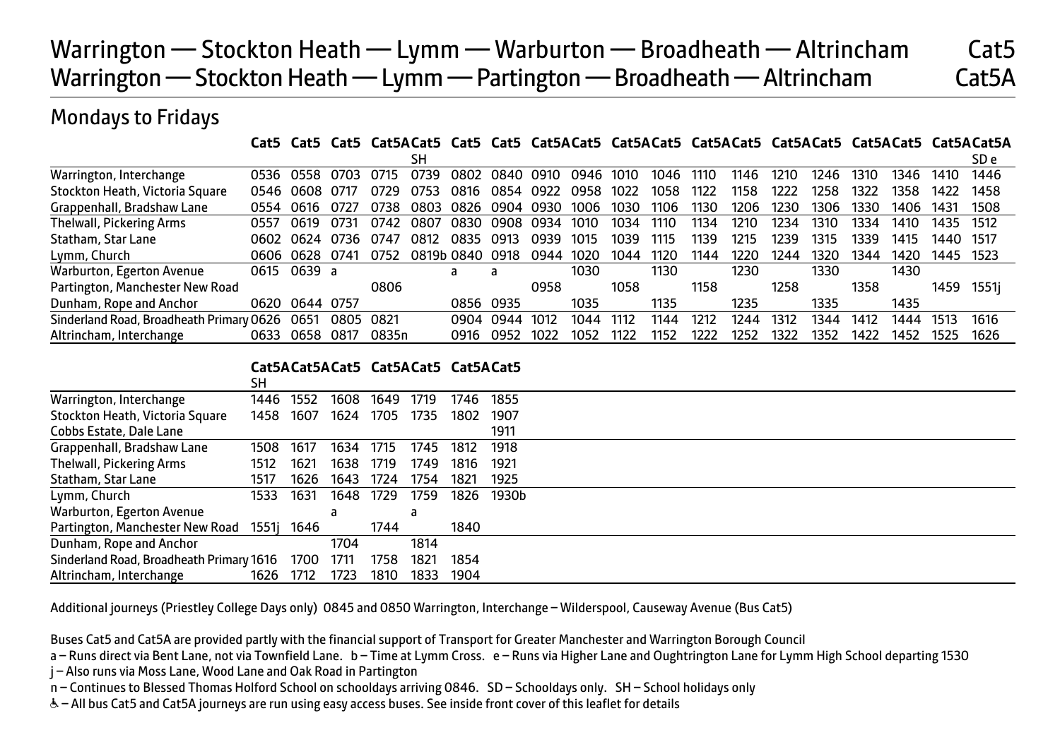# Warrington — Stockton Heath — Lymm — Warburton — Broadheath — Altrincham Cat5
# Warrington — Stockton Heath — Lymm — Partington — Broadheath — Altrincham Cat5A

## Mondays to Fridays

| | Cat5 | Cat5 | Cat5 | Cat5A | Cat5 | Cat5 | Cat5 | Cat5A | Cat5 | Cat5A | Cat5 | Cat5A | Cat5 | Cat5A | Cat5 | Cat5A | Cat5 | Cat5A | Cat5A |
|---|---|---|---|---|---|---|---|---|---|---|---|---|---|---|---|---|---|---|---|
| | | | | | SH | | | | | | | | | | | | | | SD e |
| Warrington, Interchange | 0536 | 0558 | 0703 | 0715 | 0739 | 0802 | 0840 | 0910 | 0946 | 1010 | 1046 | 1110 | 1146 | 1210 | 1246 | 1310 | 1346 | 1410 | 1446 |
| Stockton Heath, Victoria Square | 0546 | 0608 | 0717 | 0729 | 0753 | 0816 | 0854 | 0922 | 0958 | 1022 | 1058 | 1122 | 1158 | 1222 | 1258 | 1322 | 1358 | 1422 | 1458 |
| Grappenhall, Bradshaw Lane | 0554 | 0616 | 0727 | 0738 | 0803 | 0826 | 0904 | 0930 | 1006 | 1030 | 1106 | 1130 | 1206 | 1230 | 1306 | 1330 | 1406 | 1431 | 1508 |
| Thelwall, Pickering Arms | 0557 | 0619 | 0731 | 0742 | 0807 | 0830 | 0908 | 0934 | 1010 | 1034 | 1110 | 1134 | 1210 | 1234 | 1310 | 1334 | 1410 | 1435 | 1512 |
| Statham, Star Lane | 0602 | 0624 | 0736 | 0747 | 0812 | 0835 | 0913 | 0939 | 1015 | 1039 | 1115 | 1139 | 1215 | 1239 | 1315 | 1339 | 1415 | 1440 | 1517 |
| Lymm, Church | 0606 | 0628 | 0741 | 0752 | 0819b | 0840 | 0918 | 0944 | 1020 | 1044 | 1120 | 1144 | 1220 | 1244 | 1320 | 1344 | 1420 | 1445 | 1523 |
| Warburton, Egerton Avenue | 0615 | 0639 | a | | | a | a | | 1030 | | 1130 | | 1230 | | 1330 | | 1430 | | |
| Partington, Manchester New Road | | | | 0806 | | | | 0958 | | 1058 | | 1158 | | 1258 | | 1358 | | 1459 | 1551j |
| Dunham, Rope and Anchor | 0620 | 0644 | 0757 | | | 0856 | 0935 | | 1035 | | 1135 | | 1235 | | 1335 | | 1435 | | |
| Sinderland Road, Broadheath Primary | 0626 | 0651 | 0805 | 0821 | | 0904 | 0944 | 1012 | 1044 | 1112 | 1144 | 1212 | 1244 | 1312 | 1344 | 1412 | 1444 | 1513 | 1616 |
| Altrincham, Interchange | 0633 | 0658 | 0817 | 0835n | | 0916 | 0952 | 1022 | 1052 | 1122 | 1152 | 1222 | 1252 | 1322 | 1352 | 1422 | 1452 | 1525 | 1626 |

| | Cat5A | Cat5A | Cat5 | Cat5A | Cat5 | Cat5A | Cat5 |
|---|---|---|---|---|---|---|---|
| | SH | | | | | | |
| Warrington, Interchange | 1446 | 1552 | 1608 | 1649 | 1719 | 1746 | 1855 |
| Stockton Heath, Victoria Square | 1458 | 1607 | 1624 | 1705 | 1735 | 1802 | 1907 |
| Cobbs Estate, Dale Lane | | | | | | | 1911 |
| Grappenhall, Bradshaw Lane | 1508 | 1617 | 1634 | 1715 | 1745 | 1812 | 1918 |
| Thelwall, Pickering Arms | 1512 | 1621 | 1638 | 1719 | 1749 | 1816 | 1921 |
| Statham, Star Lane | 1517 | 1626 | 1643 | 1724 | 1754 | 1821 | 1925 |
| Lymm, Church | 1533 | 1631 | 1648 | 1729 | 1759 | 1826 | 1930b |
| Warburton, Egerton Avenue | | | a | | a | | |
| Partington, Manchester New Road | 1551j | 1646 | | 1744 | | 1840 | |
| Dunham, Rope and Anchor | | | 1704 | | 1814 | | |
| Sinderland Road, Broadheath Primary | 1616 | 1700 | 1711 | 1758 | 1821 | 1854 | |
| Altrincham, Interchange | 1626 | 1712 | 1723 | 1810 | 1833 | 1904 | |

Additional journeys (Priestley College Days only) 0845 and 0850 Warrington, Interchange – Wilderspool, Causeway Avenue (Bus Cat5)

Buses Cat5 and Cat5A are provided partly with the financial support of Transport for Greater Manchester and Warrington Borough Council

a – Runs direct via Bent Lane, not via Townfield Lane. b – Time at Lymm Cross. e – Runs via Higher Lane and Oughtrington Lane for Lymm High School departing 1530

j – Also runs via Moss Lane, Wood Lane and Oak Road in Partington

n – Continues to Blessed Thomas Holford School on schooldays arriving 0846. SD – Schooldays only. SH – School holidays only

♿ – All bus Cat5 and Cat5A journeys are run using easy access buses. See inside front cover of this leaflet for details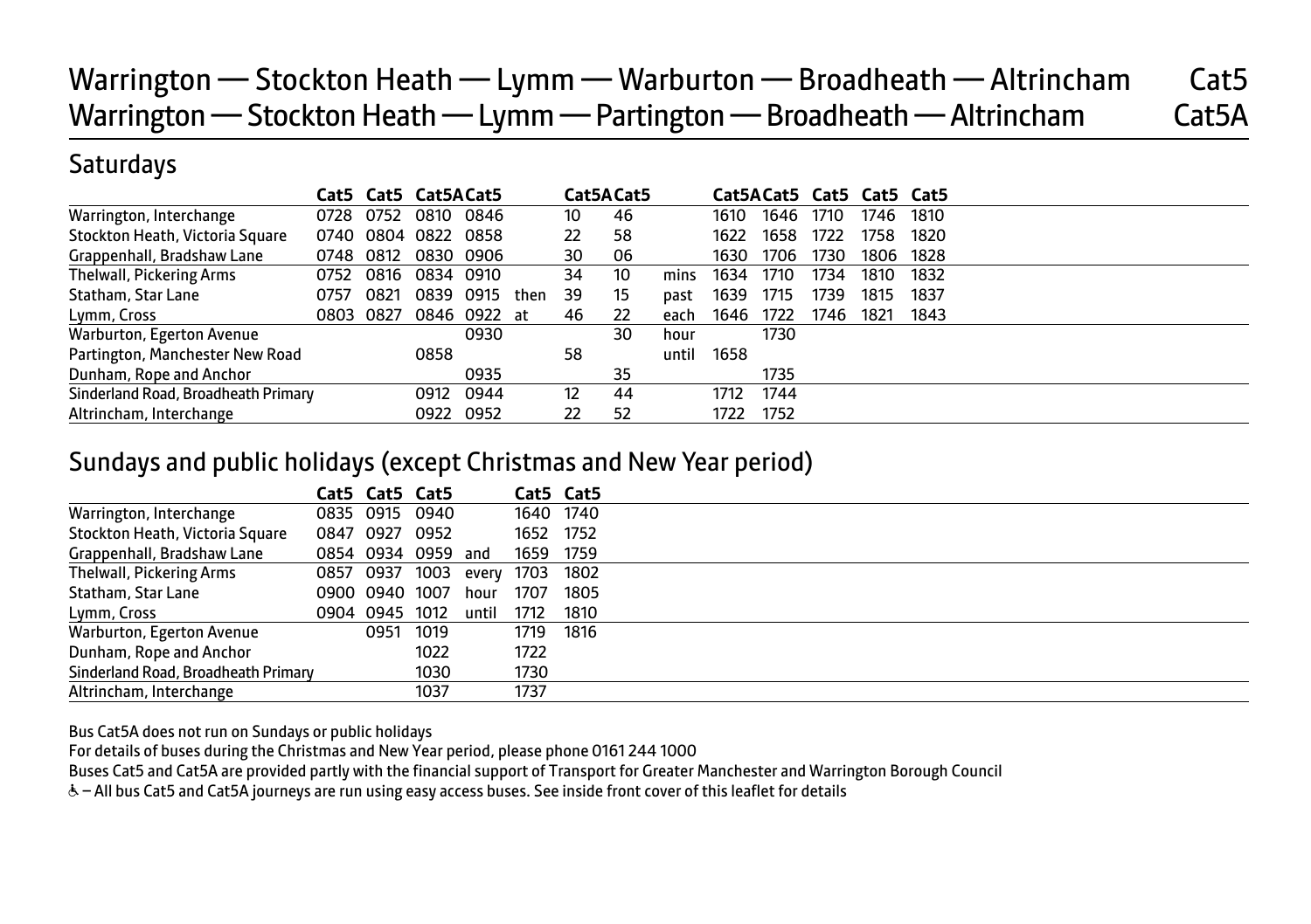# Warrington — Stockton Heath — Lymm — Warburton — Broadheath — Altrincham Cat5
# Warrington — Stockton Heath — Lymm — Partington — Broadheath — Altrincham Cat5A

## Saturdays

| | Cat5 | Cat5 | Cat5A | Cat5 | | Cat5A | Cat5 | | Cat5A | Cat5 | Cat5 | Cat5 | Cat5 |
|---|---|---|---|---|---|---|---|---|---|---|---|---|---|
| Warrington, Interchange | 0728 | 0752 | 0810 | 0846 | | 10 | 46 | | 1610 | 1646 | 1710 | 1746 | 1810 |
| Stockton Heath, Victoria Square | 0740 | 0804 | 0822 | 0858 | | 22 | 58 | | 1622 | 1658 | 1722 | 1758 | 1820 |
| Grappenhall, Bradshaw Lane | 0748 | 0812 | 0830 | 0906 | | 30 | 06 | | 1630 | 1706 | 1730 | 1806 | 1828 |
| Thelwall, Pickering Arms | 0752 | 0816 | 0834 | 0910 | | 34 | 10 | mins | 1634 | 1710 | 1734 | 1810 | 1832 |
| Statham, Star Lane | 0757 | 0821 | 0839 | 0915 | then | 39 | 15 | past | 1639 | 1715 | 1739 | 1815 | 1837 |
| Lymm, Cross | 0803 | 0827 | 0846 | 0922 | at | 46 | 22 | each | 1646 | 1722 | 1746 | 1821 | 1843 |
| Warburton, Egerton Avenue | | | | 0930 | | | 30 | hour | | 1730 | | | |
| Partington, Manchester New Road | | | 0858 | | | 58 | | until | 1658 | | | | |
| Dunham, Rope and Anchor | | | | 0935 | | | 35 | | | 1735 | | | |
| Sinderland Road, Broadheath Primary | | | 0912 | 0944 | | 12 | 44 | | 1712 | 1744 | | | |
| Altrincham, Interchange | | | 0922 | 0952 | | 22 | 52 | | 1722 | 1752 | | | |

## Sundays and public holidays (except Christmas and New Year period)

| | Cat5 | Cat5 | Cat5 | | Cat5 | Cat5 |
|---|---|---|---|---|---|---|
| Warrington, Interchange | 0835 | 0915 | 0940 | | 1640 | 1740 |
| Stockton Heath, Victoria Square | 0847 | 0927 | 0952 | | 1652 | 1752 |
| Grappenhall, Bradshaw Lane | 0854 | 0934 | 0959 | and | 1659 | 1759 |
| Thelwall, Pickering Arms | 0857 | 0937 | 1003 | every | 1703 | 1802 |
| Statham, Star Lane | 0900 | 0940 | 1007 | hour | 1707 | 1805 |
| Lymm, Cross | 0904 | 0945 | 1012 | until | 1712 | 1810 |
| Warburton, Egerton Avenue | | 0951 | 1019 | | 1719 | 1816 |
| Dunham, Rope and Anchor | | | 1022 | | 1722 | |
| Sinderland Road, Broadheath Primary | | | 1030 | | 1730 | |
| Altrincham, Interchange | | | 1037 | | 1737 | |

Bus Cat5A does not run on Sundays or public holidays

For details of buses during the Christmas and New Year period, please phone 0161 244 1000

Buses Cat5 and Cat5A are provided partly with the financial support of Transport for Greater Manchester and Warrington Borough Council

♿ – All bus Cat5 and Cat5A journeys are run using easy access buses. See inside front cover of this leaflet for details